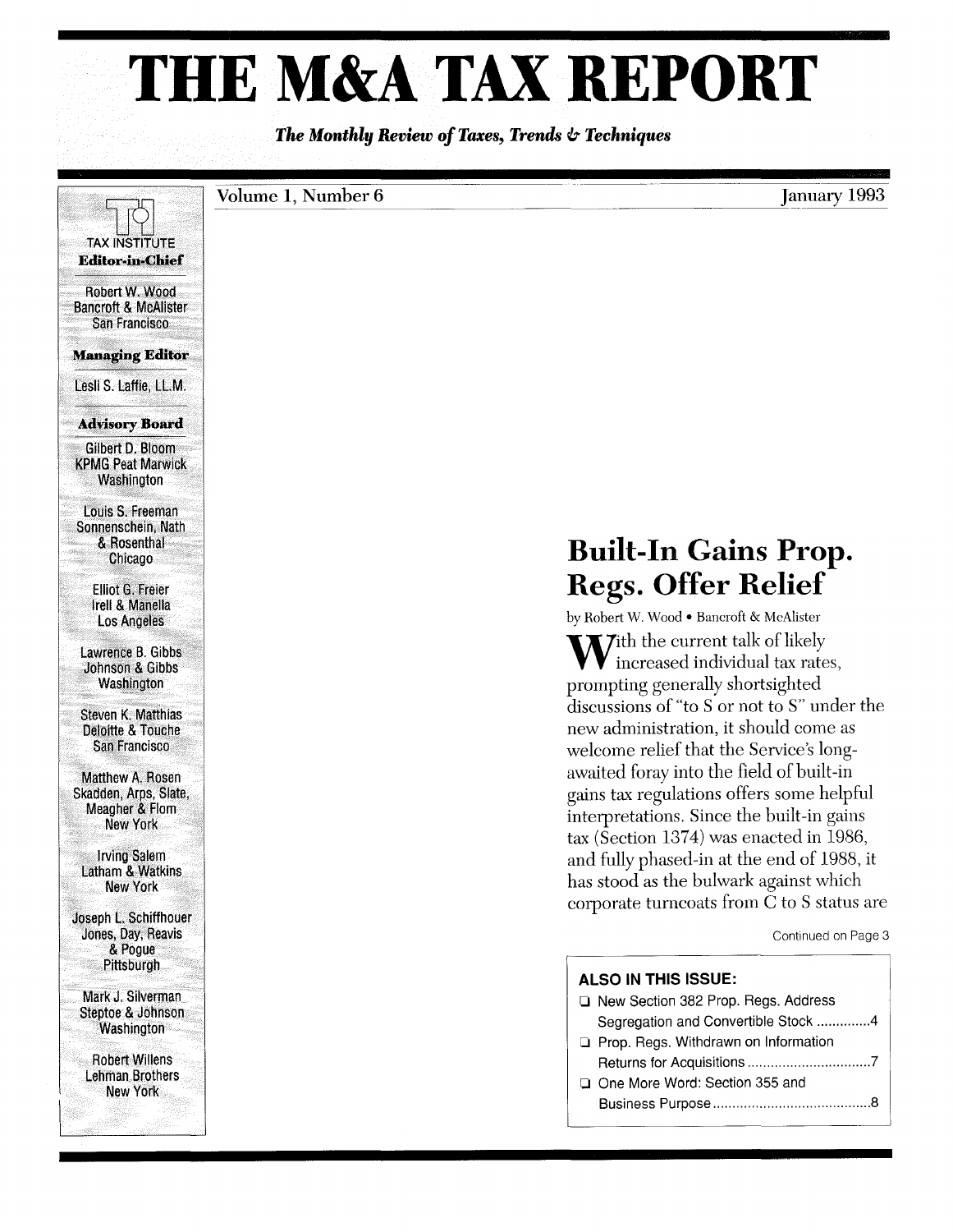# THE M&A TAX REPORT

*The Monthly Review of Taxes, Trends & Technique*s

Volume 1, Number 6 January 1993

TAX INSTITUTE

**Editor-in-Chief**

Robert W. Wood
Bancroft & McAlister
San Francisco

**Managing Editor**

Lesli S. Laffie, LL.M.

**Advisory Board**

Gilbert D. Bloom
KPMG Peat Marwick
Washington

Louis S. Freeman
Sonnenschein, Nath & Rosenthal
Chicago

Elliot G. Freier
Irell & Manella
Los Angeles

Lawrence B. Gibbs
Johnson & Gibbs
Washington

Steven K. Matthias
Deloitte & Touche
San Francisco

Matthew A. Rosen
Skadden, Arps, Slate, Meagher & Flom
New York

Irving Salem
Latham & Watkins
New York

Joseph L. Schiffhouer
Jones, Day, Reavis & Pogue
Pittsburgh

Mark J. Silverman
Steptoe & Johnson
Washington

Robert Willens
Lehman Brothers
New York

## Built-In Gains Prop. Regs. Offer Relief

by Robert W. Wood • Bancroft & McAlister

With the current talk of likely increased individual tax rates, prompting generally shortsighted discussions of "to S or not to S" under the new administration, it should come as welcome relief that the Service's long-awaited foray into the field of built-in gains tax regulations offers some helpful interpretations. Since the built-in gains tax (Section 1374) was enacted in 1986, and fully phased-in at the end of 1988, it has stood as the bulwark against which corporate turncoats from C to S status are

Continued on Page 3

**ALSO IN THIS ISSUE:**

- New Section 382 Prop. Regs. Address Segregation and Convertible Stock ..............4
- Prop. Regs. Withdrawn on Information Returns for Acquisitions ..............7
- One More Word: Section 355 and Business Purpose ..............8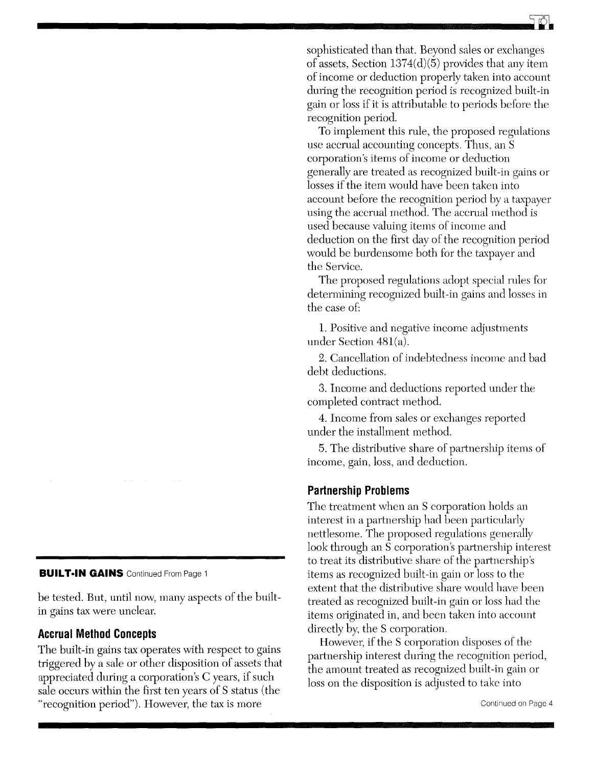**BUILT-IN GAINS** Continued From Page 1

be tested. But, until now, many aspects of the built-in gains tax were unclear.

## Accrual Method Concepts

The built-in gains tax operates with respect to gains triggered by a sale or other disposition of assets that appreciated during a corporation's C years, if such sale occurs within the first ten years of S status (the "recognition period"). However, the tax is more sophisticated than that. Beyond sales or exchanges of assets, Section 1374(d)(5) provides that any item of income or deduction properly taken into account during the recognition period is recognized built-in gain or loss if it is attributable to periods before the recognition period.

To implement this rule, the proposed regulations use accrual accounting concepts. Thus, an S corporation's items of income or deduction generally are treated as recognized built-in gains or losses if the item would have been taken into account before the recognition period by a taxpayer using the accrual method. The accrual method is used because valuing items of income and deduction on the first day of the recognition period would be burdensome both for the taxpayer and the Service.

The proposed regulations adopt special rules for determining recognized built-in gains and losses in the case of:

1. Positive and negative income adjustments under Section 481(a).

2. Cancellation of indebtedness income and bad debt deductions.

3. Income and deductions reported under the completed contract method.

4. Income from sales or exchanges reported under the installment method.

5. The distributive share of partnership items of income, gain, loss, and deduction.

## Partnership Problems

The treatment when an S corporation holds an interest in a partnership had been particularly nettlesome. The proposed regulations generally look through an S corporation's partnership interest to treat its distributive share of the partnership's items as recognized built-in gain or loss to the extent that the distributive share would have been treated as recognized built-in gain or loss had the items originated in, and been taken into account directly by, the S corporation.

However, if the S corporation disposes of the partnership interest during the recognition period, the amount treated as recognized built-in gain or loss on the disposition is adjusted to take into

Continued on Page 4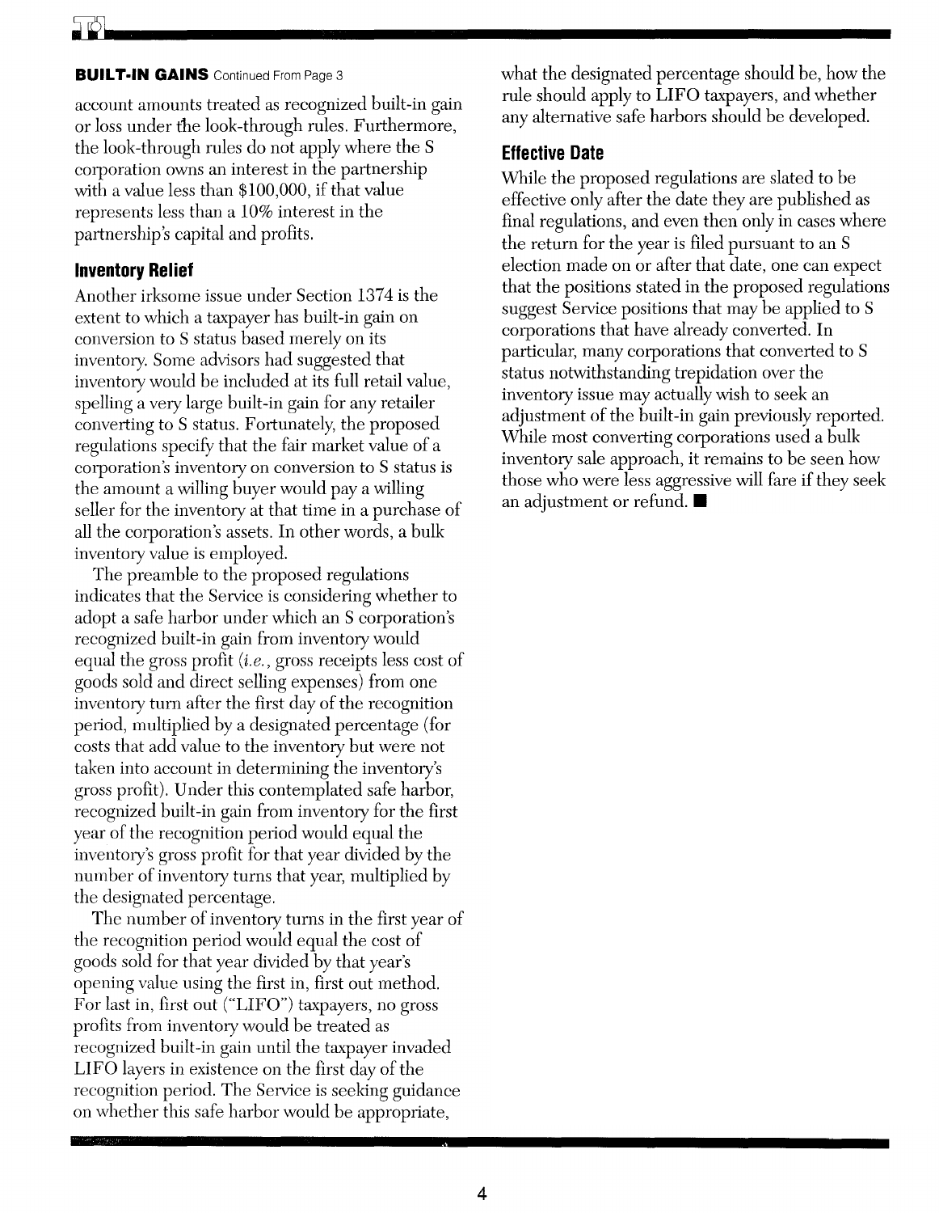**BUILT-IN GAINS** Continued From Page 3

account amounts treated as recognized built-in gain or loss under the look-through rules. Furthermore, the look-through rules do not apply where the S corporation owns an interest in the partnership with a value less than $100,000, if that value represents less than a 10% interest in the partnership's capital and profits.

### Inventory Relief

Another irksome issue under Section 1374 is the extent to which a taxpayer has built-in gain on conversion to S status based merely on its inventory. Some advisors had suggested that inventory would be included at its full retail value, spelling a very large built-in gain for any retailer converting to S status. Fortunately, the proposed regulations specify that the fair market value of a corporation's inventory on conversion to S status is the amount a willing buyer would pay a willing seller for the inventory at that time in a purchase of all the corporation's assets. In other words, a bulk inventory value is employed.

The preamble to the proposed regulations indicates that the Service is considering whether to adopt a safe harbor under which an S corporation's recognized built-in gain from inventory would equal the gross profit (*i.e.*, gross receipts less cost of goods sold and direct selling expenses) from one inventory turn after the first day of the recognition period, multiplied by a designated percentage (for costs that add value to the inventory but were not taken into account in determining the inventory's gross profit). Under this contemplated safe harbor, recognized built-in gain from inventory for the first year of the recognition period would equal the inventory's gross profit for that year divided by the number of inventory turns that year, multiplied by the designated percentage.

The number of inventory turns in the first year of the recognition period would equal the cost of goods sold for that year divided by that year's opening value using the first in, first out method. For last in, first out ("LIFO") taxpayers, no gross profits from inventory would be treated as recognized built-in gain until the taxpayer invaded LIFO layers in existence on the first day of the recognition period. The Service is seeking guidance on whether this safe harbor would be appropriate, what the designated percentage should be, how the rule should apply to LIFO taxpayers, and whether any alternative safe harbors should be developed.

### Effective Date

While the proposed regulations are slated to be effective only after the date they are published as final regulations, and even then only in cases where the return for the year is filed pursuant to an S election made on or after that date, one can expect that the positions stated in the proposed regulations suggest Service positions that may be applied to S corporations that have already converted. In particular, many corporations that converted to S status notwithstanding trepidation over the inventory issue may actually wish to seek an adjustment of the built-in gain previously reported. While most converting corporations used a bulk inventory sale approach, it remains to be seen how those who were less aggressive will fare if they seek an adjustment or refund. ■